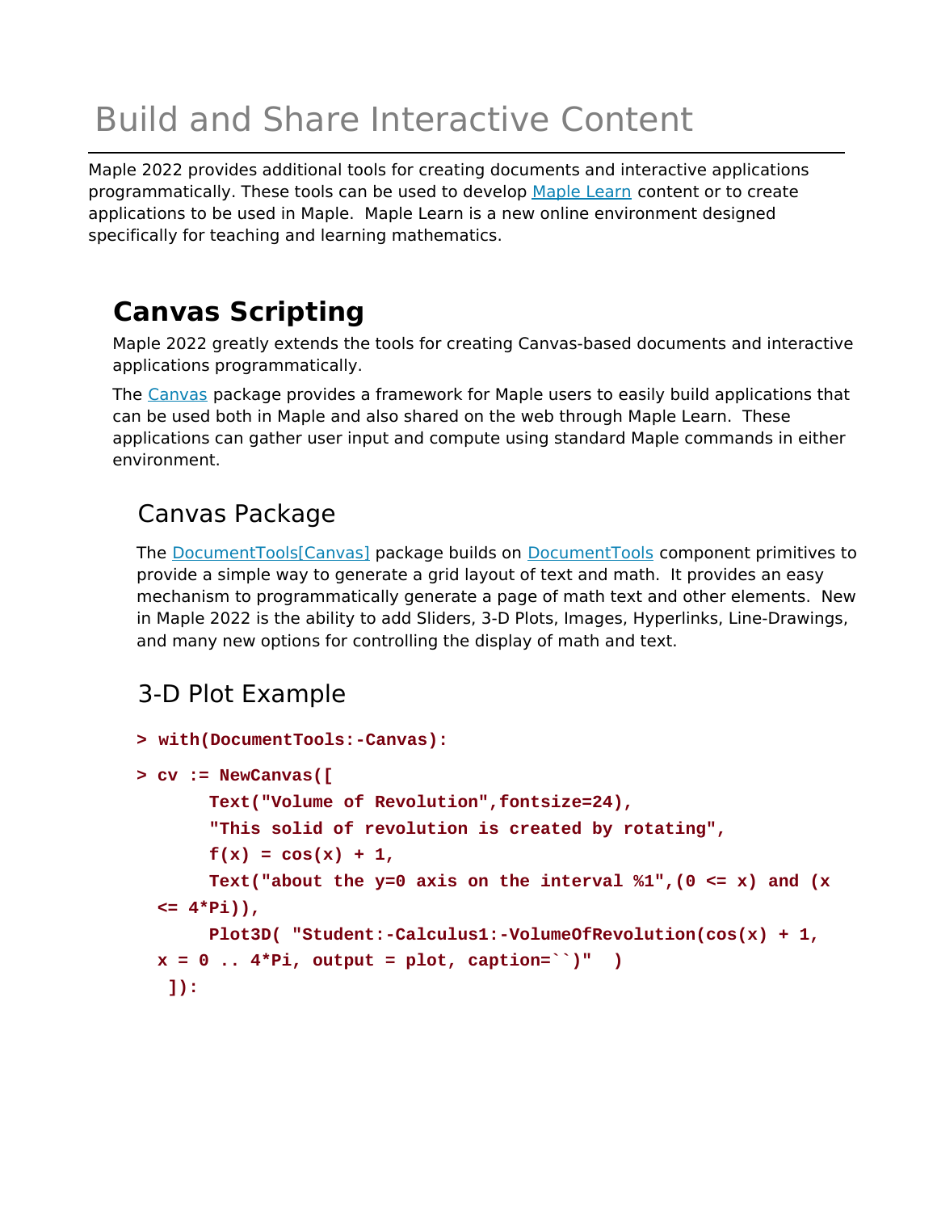# Build and Share Interactive Content

Maple 2022 provides additional tools for creating documents and interactive applications programmatically. These tools can be used to develop Maple Learn content or to create applications to be used in Maple. Maple Learn is a new online environment designed specifically for teaching and learning mathematics.

## Canvas Scripting

Maple 2022 greatly extends the tools for creating Canvas-based documents and interactive applications programmatically.

The Canvas package provides a framework for Maple users to easily build applications that can be used both in Maple and also shared on the web through Maple Learn. These applications can gather user input and compute using standard Maple commands in either environment.

### Canvas Package

The DocumentTools[Canvas] package builds on DocumentTools component primitives to provide a simple way to generate a grid layout of text and math. It provides an easy mechanism to programmatically generate a page of math text and other elements. New in Maple 2022 is the ability to add Sliders, 3-D Plots, Images, Hyperlinks, Line-Drawings, and many new options for controlling the display of math and text.

### 3-D Plot Example

```
> with(DocumentTools:-Canvas):
> cv := NewCanvas([
      Text("Volume of Revolution",fontsize=24),
      "This solid of revolution is created by rotating",
      f(x) = cos(x) + 1,
      Text("about the y=0 axis on the interval %1",(0 <= x) and (x <= 4*Pi)),
      Plot3D( "Student:-Calculus1:-VolumeOfRevolution(cos(x) + 1, x = 0 .. 4*Pi, output = plot, caption=``)"  )
  ]):
```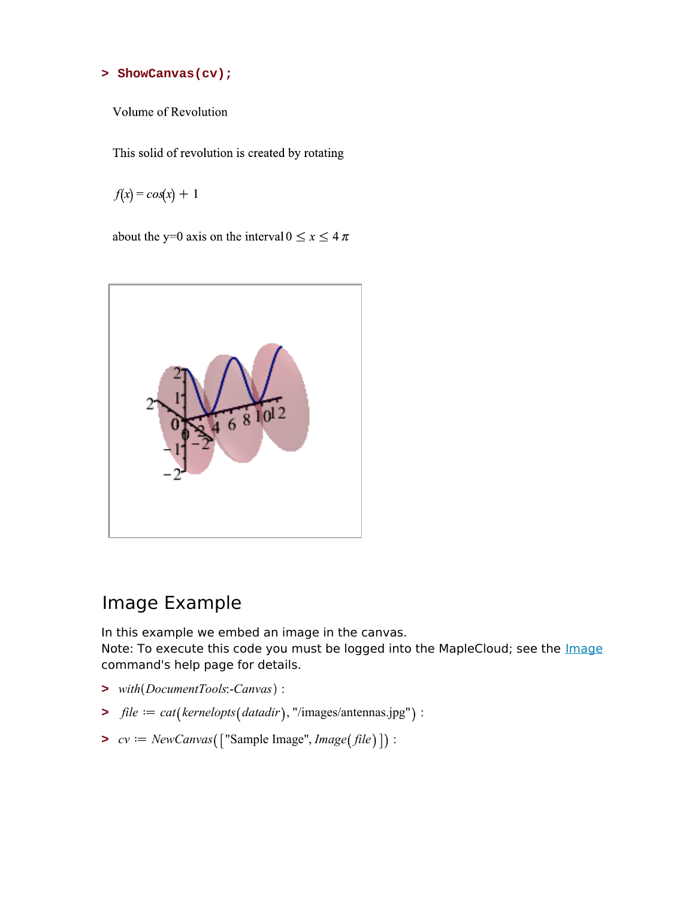```
> ShowCanvas(cv);
```

Volume of Revolution

This solid of revolution is created by rotating

$f(x) = \cos(x) + 1$

about the y=0 axis on the interval $0 \le x \le 4\pi$

## Image Example

In this example we embed an image in the canvas.
Note: To execute this code you must be logged into the MapleCloud; see the Image command's help page for details.

```
> with(DocumentTools:-Canvas) :
> file := cat(kernelopts(datadir), "/images/antennas.jpg") :
> cv := NewCanvas(["Sample Image", Image(file)]) :
```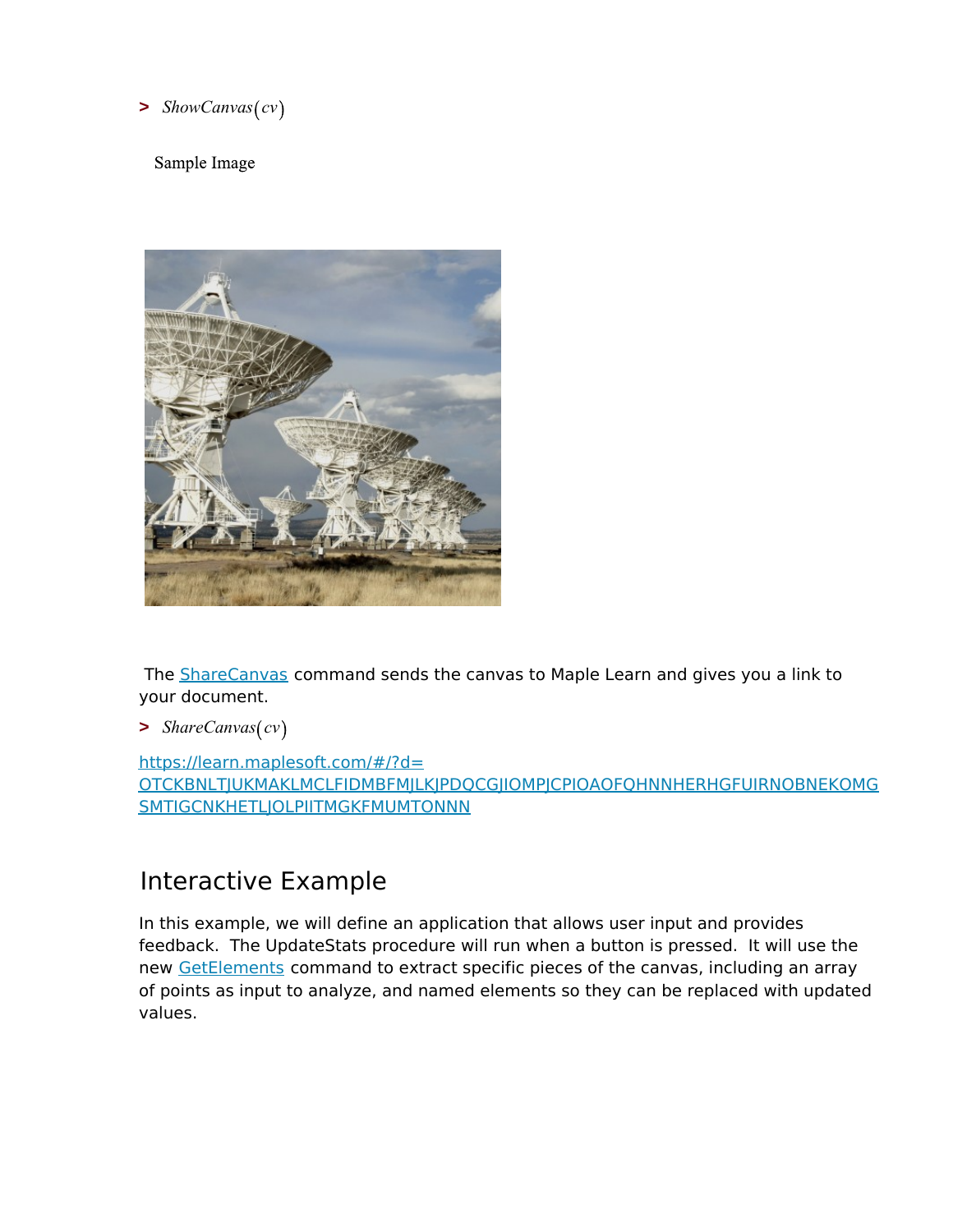> $ShowCanvas(cv)$

Sample Image

The ShareCanvas command sends the canvas to Maple Learn and gives you a link to your document.

> $ShareCanvas(cv)$

https://learn.maplesoft.com/#/?d=OTCKBNLTJUKMAKLMCLFIDMBFMJLKJPDQCGJIOMPJCPIOAOFQHNNHERHGFUIRNOBNEKOMGSMTIGCNKHETLJOLPIITMGKFMUMTONNN

## Interactive Example

In this example, we will define an application that allows user input and provides feedback. The UpdateStats procedure will run when a button is pressed. It will use the new GetElements command to extract specific pieces of the canvas, including an array of points as input to analyze, and named elements so they can be replaced with updated values.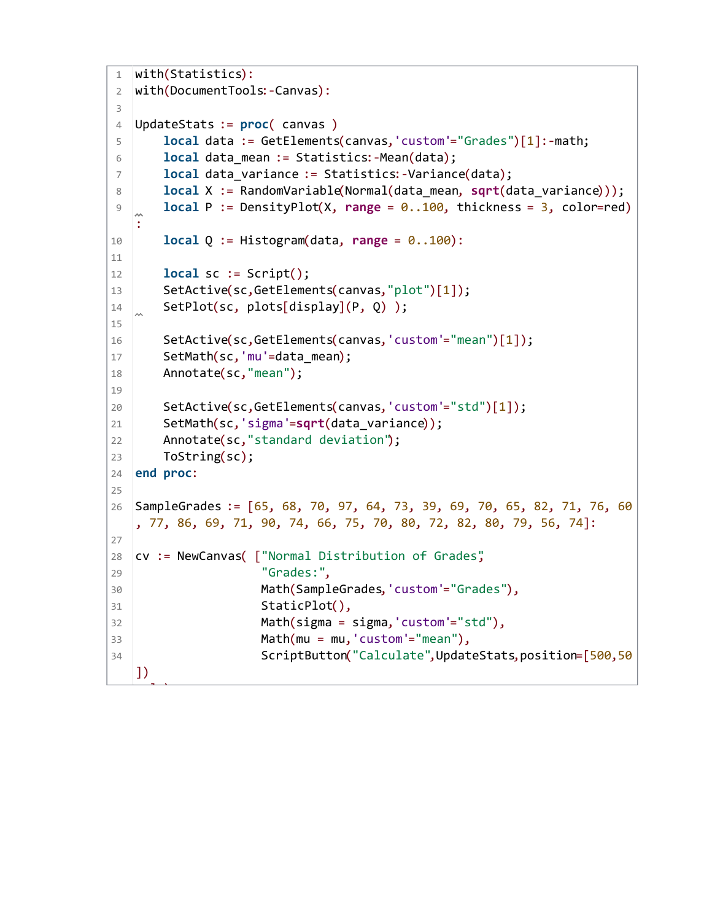```
with(Statistics):
with(DocumentTools:-Canvas):

UpdateStats := proc( canvas )
    local data := GetElements(canvas,'custom'="Grades")[1]:-math;
    local data_mean := Statistics:-Mean(data);
    local data_variance := Statistics:-Variance(data);
    local X := RandomVariable(Normal(data_mean, sqrt(data_variance)));
    local P := DensityPlot(X, range = 0..100, thickness = 3, color=red)
:
    local Q := Histogram(data, range = 0..100):

    local sc := Script();
    SetActive(sc,GetElements(canvas,"plot")[1]);
    SetPlot(sc, plots[display](P, Q) );

    SetActive(sc,GetElements(canvas,'custom'="mean")[1]);
    SetMath(sc,'mu'=data_mean);
    Annotate(sc,"mean");

    SetActive(sc,GetElements(canvas,'custom'="std")[1]);
    SetMath(sc,'sigma'=sqrt(data_variance));
    Annotate(sc,"standard deviation");
    ToString(sc);
end proc:

SampleGrades := [65, 68, 70, 97, 64, 73, 39, 69, 70, 65, 82, 71, 76, 60
, 77, 86, 69, 71, 90, 74, 66, 75, 70, 80, 72, 82, 80, 79, 56, 74]:

cv := NewCanvas( ["Normal Distribution of Grades",
                  "Grades:",
                  Math(SampleGrades,'custom'="Grades"),
                  StaticPlot(),
                  Math(sigma = sigma,'custom'="std"),
                  Math(mu = mu,'custom'="mean"),
                  ScriptButton("Calculate",UpdateStats,position=[500,50
])
```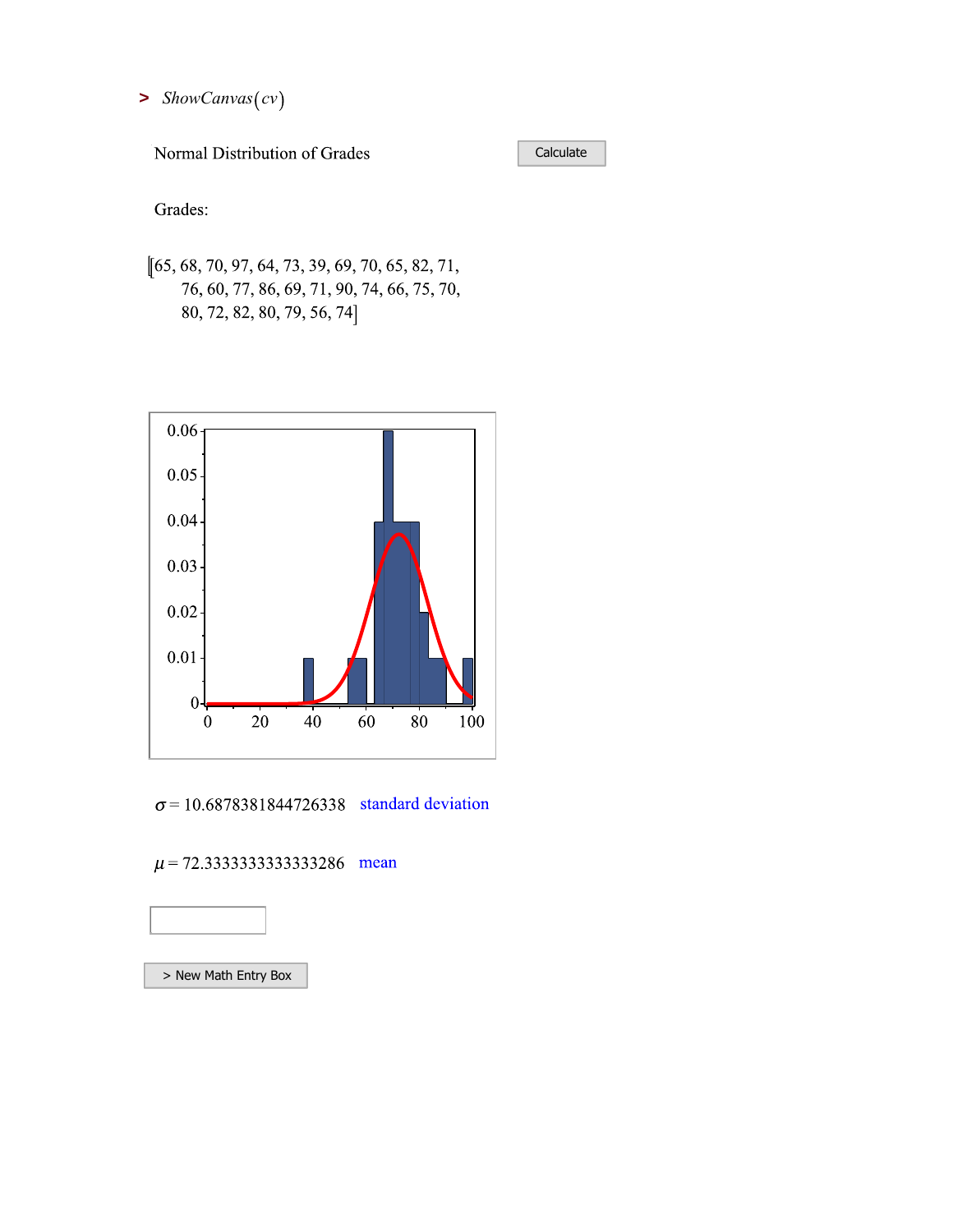> $ShowCanvas(cv)$

Normal Distribution of Grades

Calculate

Grades:

[65, 68, 70, 97, 64, 73, 39, 69, 70, 65, 82, 71, 76, 60, 77, 86, 69, 71, 90, 74, 66, 75, 70, 80, 72, 82, 80, 79, 56, 74]

$\sigma = 10.6878381844726338$ standard deviation

$\mu = 72.3333333333333286$ mean

> New Math Entry Box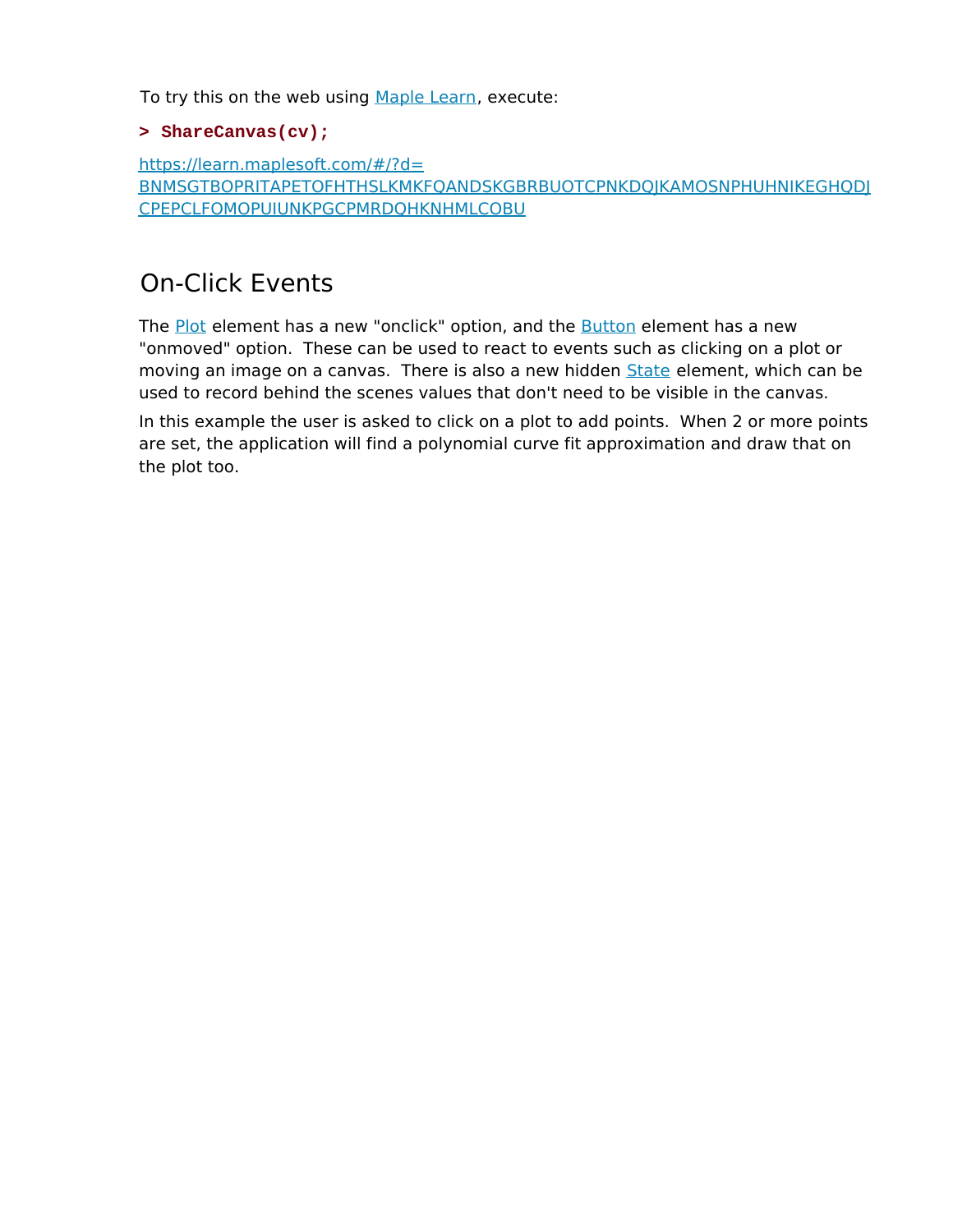To try this on the web using Maple Learn, execute:

```
> ShareCanvas(cv);
```

https://learn.maplesoft.com/#/?d=BNMSGTBOPRITAPETOFHTHSLKMKFQANDSKGBRBUOTCPNKDQJKAMOSNPHUHNIKEGHQDJCPEPCLFOMOPUIUNKPGCPMRDQHKNHMLCOBU

## On-Click Events

The Plot element has a new "onclick" option, and the Button element has a new "onmoved" option.  These can be used to react to events such as clicking on a plot or moving an image on a canvas.  There is also a new hidden State element, which can be used to record behind the scenes values that don't need to be visible in the canvas.

In this example the user is asked to click on a plot to add points.  When 2 or more points are set, the application will find a polynomial curve fit approximation and draw that on the plot too.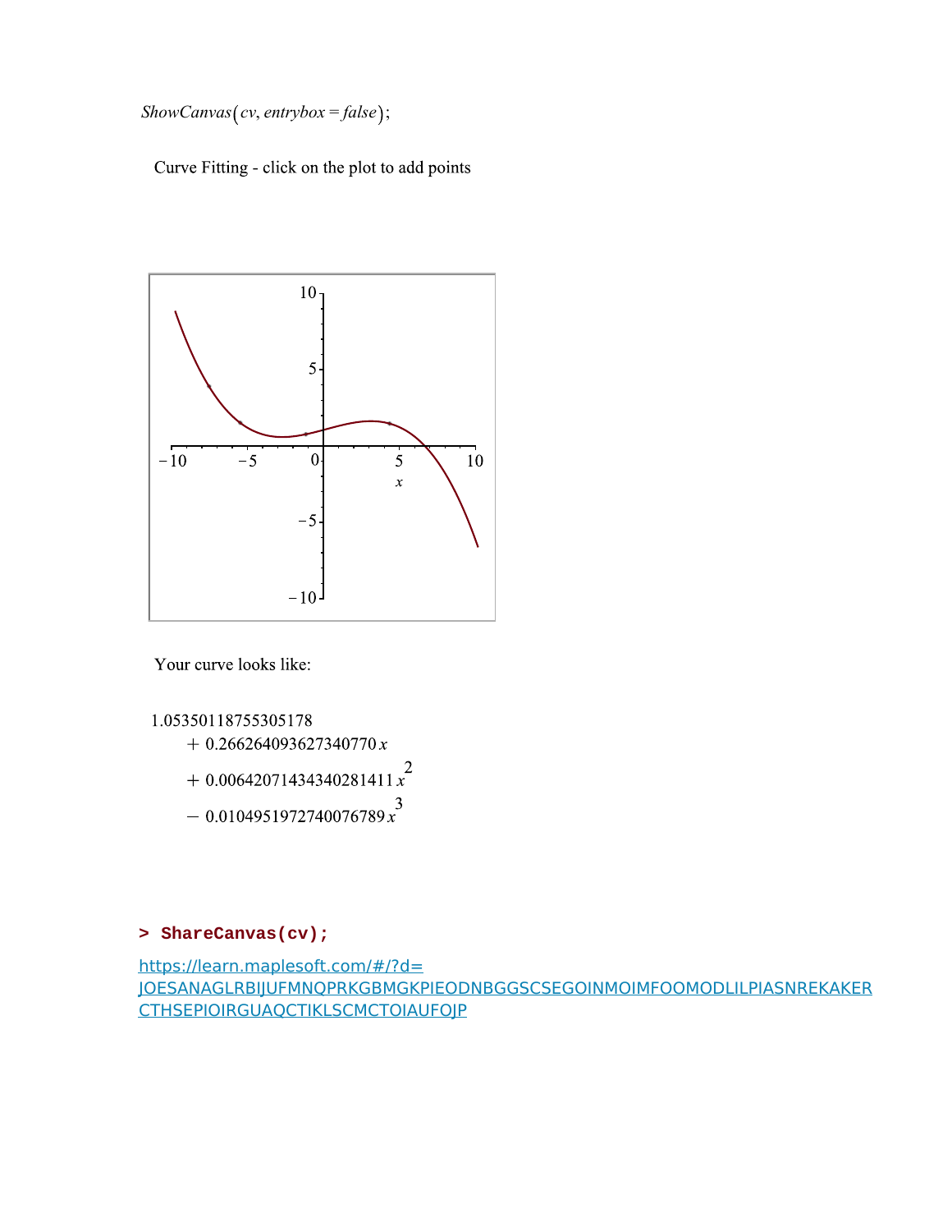$ShowCanvas(cv, entrybox = false);$

Curve Fitting - click on the plot to add points

Your curve looks like:

$$1.05350118755305178 + 0.266264093627340770\,x + 0.00642071434340281411\,x^2 - 0.0104951972740076789\,x^3$$

```
> ShareCanvas(cv);
```

https://learn.maplesoft.com/#/?d=JOESANAGLRBIJUFMNQPRKGBMGKPIEODNBGGSCSEGOINMOIMFOOMODLILPIASNREKAKERCTHSEPIOIRGUAQCTIKLSCMCTOIAUFOJP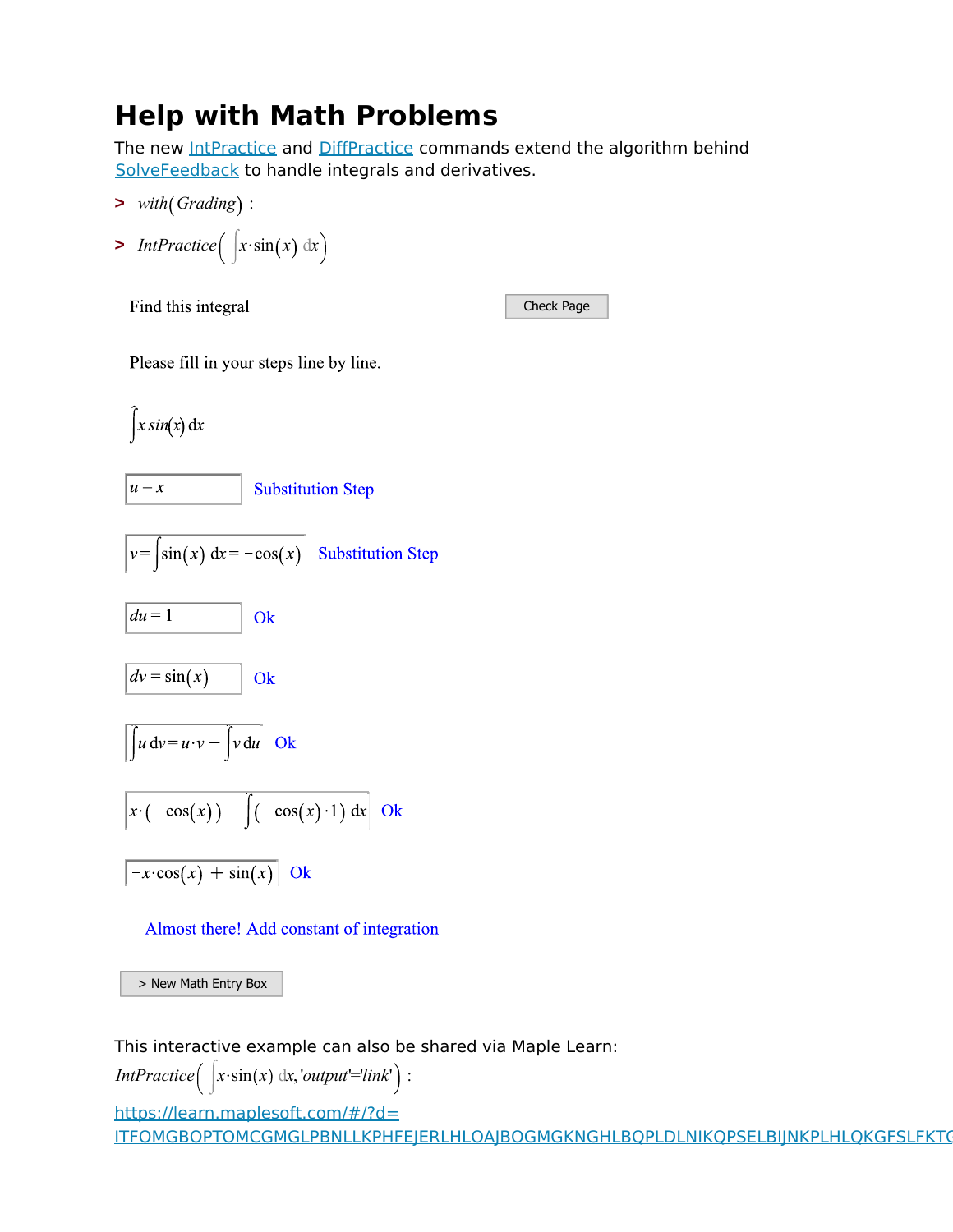# Help with Math Problems

The new IntPractice and DiffPractice commands extend the algorithm behind SolveFeedback to handle integrals and derivatives.

> $with(Grading)$ :

> $IntPractice\left(\int x\cdot\sin(x)\,dx\right)$

Find this integral    Check Page

Please fill in your steps line by line.

$\int x\,sin(x)\,dx$

$u = x$    Substitution Step

$v = \int \sin(x)\,dx = -\cos(x)$    Substitution Step

$du = 1$    Ok

$dv = \sin(x)$    Ok

$\int u\,dv = u\cdot v - \int v\,du$    Ok

$x\cdot(-\cos(x)) - \int(-\cos(x)\cdot 1)\,dx$    Ok

$-x\cdot\cos(x) + \sin(x)$    Ok

Almost there! Add constant of integration

> New Math Entry Box

This interactive example can also be shared via Maple Learn:

$IntPractice\left(\int x\cdot\sin(x)\,dx, 'output'='link'\right)$ :

https://learn.maplesoft.com/#/?d=ITFOMGBOPTOMCGMGLPBNLLKPHFEJERLHLOAJBOGMGKNGHLBQPLDLNIKQPSELBIJNKPLHLQKGFSLFKTC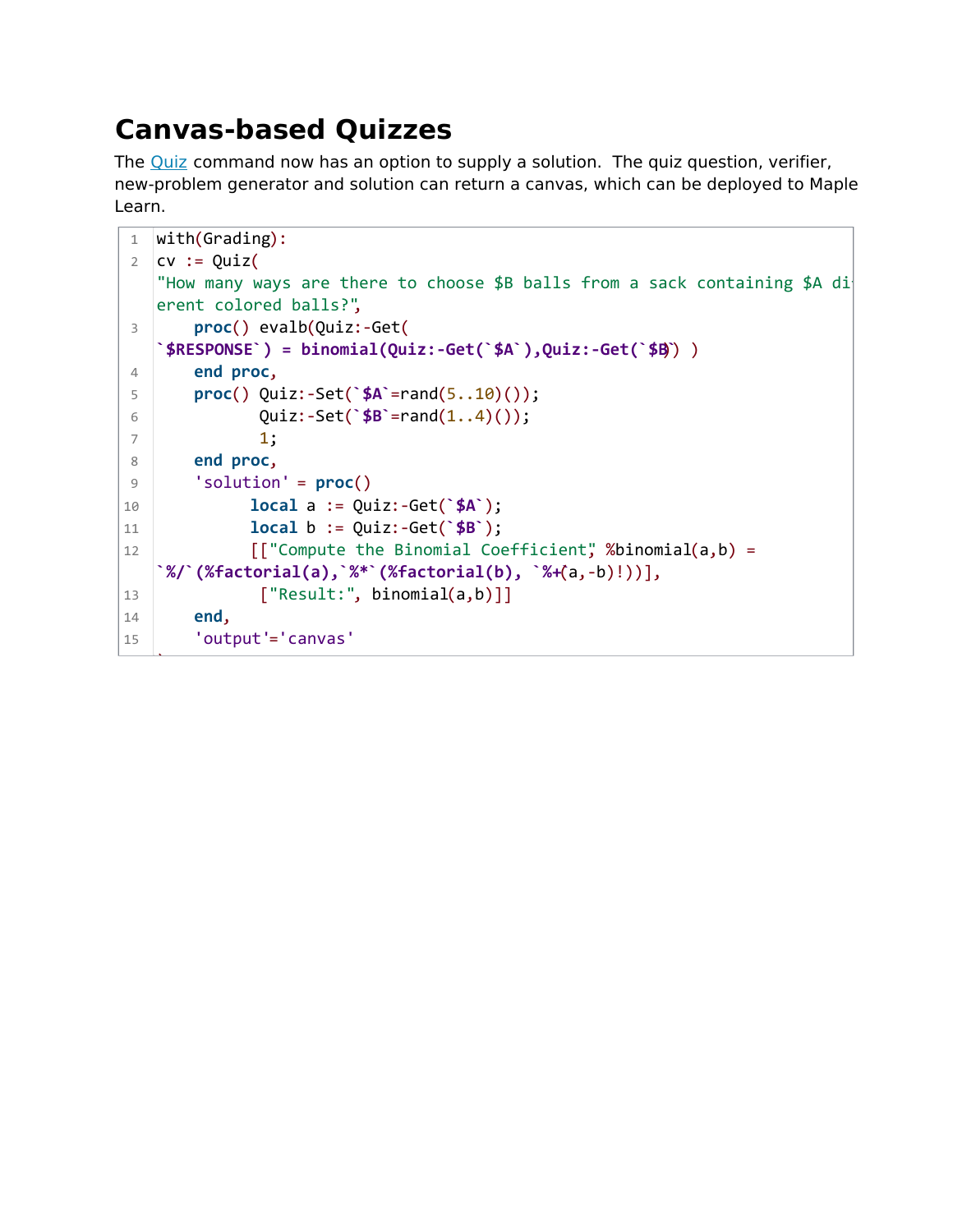## Canvas-based Quizzes

The Quiz command now has an option to supply a solution.  The quiz question, verifier, new-problem generator and solution can return a canvas, which can be deployed to Maple Learn.

```
with(Grading):
cv := Quiz(
"How many ways are there to choose $B balls from a sack containing $A different colored balls?",
    proc() evalb(Quiz:-Get(`$RESPONSE`) = binomial(Quiz:-Get(`$A`),Quiz:-Get(`$B`)) )
    end proc,
    proc() Quiz:-Set(`$A`=rand(5..10)());
           Quiz:-Set(`$B`=rand(1..4)());
           1;
    end proc,
    'solution' = proc()
          local a := Quiz:-Get(`$A`);
          local b := Quiz:-Get(`$B`);
          [["Compute the Binomial Coefficient", %binomial(a,b) = `%/`(%factorial(a),`%*`(%factorial(b), `%+`(a,-b)!))],
           ["Result:", binomial(a,b)]]
    end,
    'output'='canvas'
):
```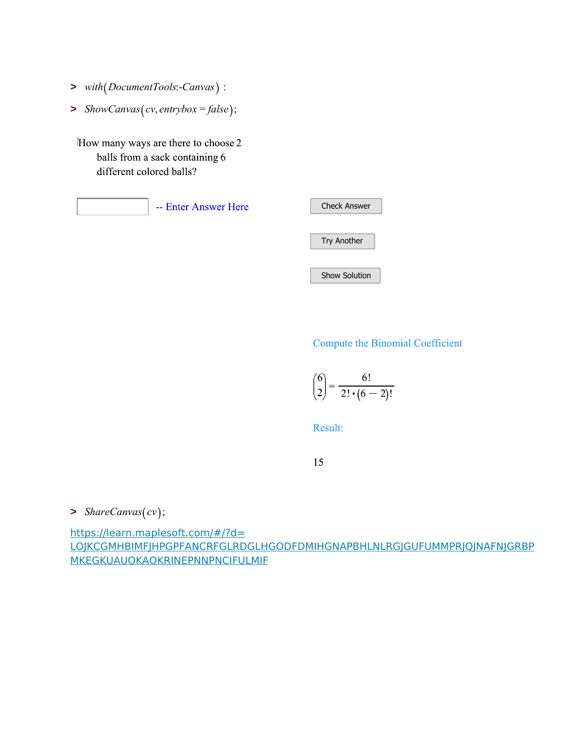```
> with(DocumentTools:-Canvas) :
> ShowCanvas(cv, entrybox = false);
```

How many ways are there to choose 2 balls from a sack containing 6 different colored balls?

[ ] -- Enter Answer Here

Check Answer

Try Another

Show Solution

Compute the Binomial Coefficient

$$\binom{6}{2} = \frac{6!}{2! \cdot (6-2)!}$$

Result:

15

```
> ShareCanvas(cv);
```

https://learn.maplesoft.com/#/?d=LOJKCGMHBIMFJHPGPFANCRFGLRDGLHGODFDMIHGNAPBHLNLRGJGUFUMMPRJQJNAFNJGRBPMKEGKUAUOKAOKRINEPNNPNCIFULMIF